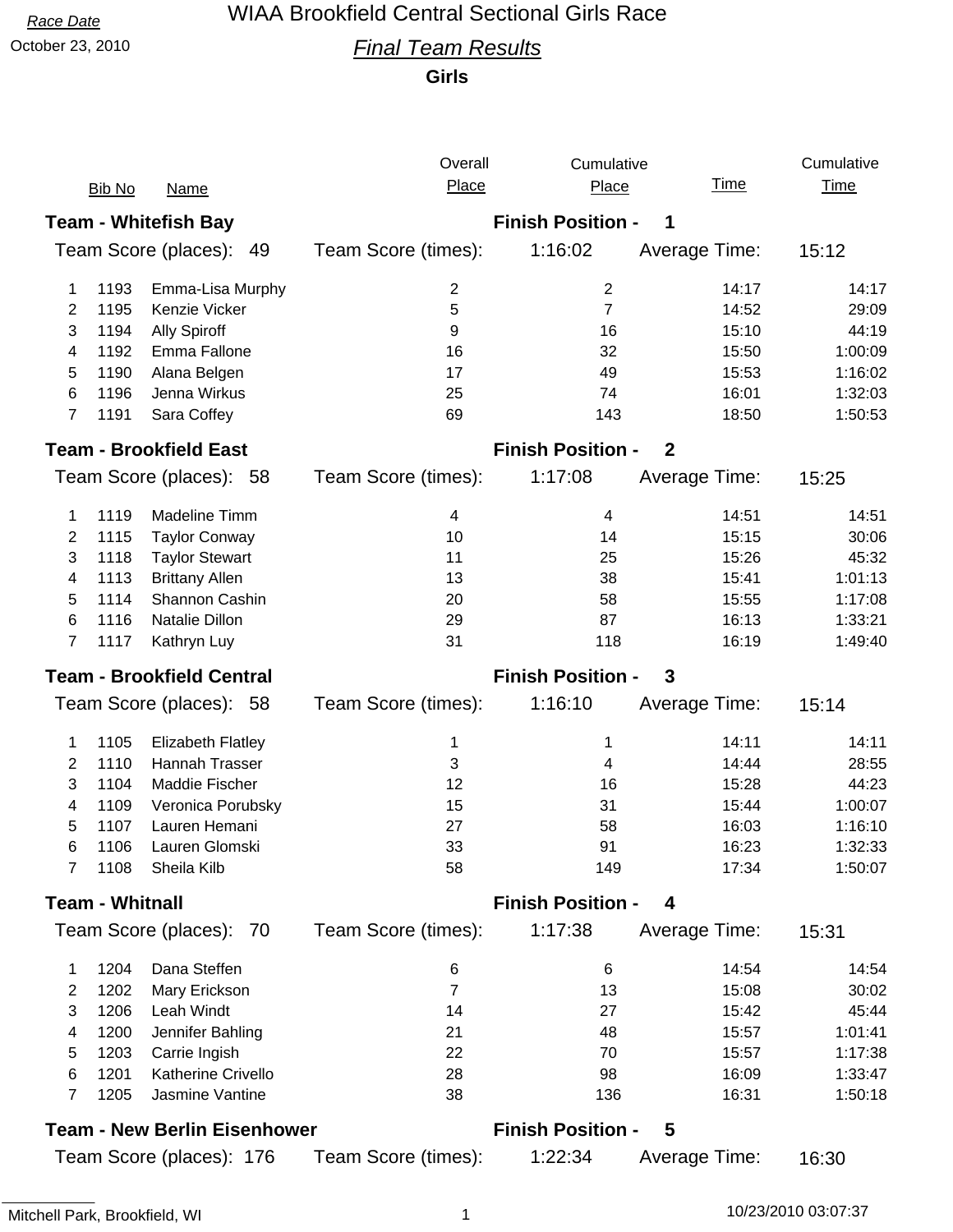Race Date

October 23, 2010

# WIAA Brookfield Central Sectional Girls Race

## *Final Team Results*

### Girls

| | Bib No | Name | Overall Place | Cumulative Place | Time | Cumulative Time |
|---|---|---|---|---|---|---|

**Team - Whitefish Bay** — Finish Position - 1

Team Score (places): 49 — Team Score (times): 1:16:02 — Average Time: 15:12

| | Bib No | Name | Overall Place | Cumulative Place | Time | Cumulative Time |
|---|---|---|---|---|---|---|
| 1 | 1193 | Emma-Lisa Murphy | 2 | 2 | 14:17 | 14:17 |
| 2 | 1195 | Kenzie Vicker | 5 | 7 | 14:52 | 29:09 |
| 3 | 1194 | Ally Spiroff | 9 | 16 | 15:10 | 44:19 |
| 4 | 1192 | Emma Fallone | 16 | 32 | 15:50 | 1:00:09 |
| 5 | 1190 | Alana Belgen | 17 | 49 | 15:53 | 1:16:02 |
| 6 | 1196 | Jenna Wirkus | 25 | 74 | 16:01 | 1:32:03 |
| 7 | 1191 | Sara Coffey | 69 | 143 | 18:50 | 1:50:53 |

**Team - Brookfield East** — Finish Position - 2

Team Score (places): 58 — Team Score (times): 1:17:08 — Average Time: 15:25

| | Bib No | Name | Overall Place | Cumulative Place | Time | Cumulative Time |
|---|---|---|---|---|---|---|
| 1 | 1119 | Madeline Timm | 4 | 4 | 14:51 | 14:51 |
| 2 | 1115 | Taylor Conway | 10 | 14 | 15:15 | 30:06 |
| 3 | 1118 | Taylor Stewart | 11 | 25 | 15:26 | 45:32 |
| 4 | 1113 | Brittany Allen | 13 | 38 | 15:41 | 1:01:13 |
| 5 | 1114 | Shannon Cashin | 20 | 58 | 15:55 | 1:17:08 |
| 6 | 1116 | Natalie Dillon | 29 | 87 | 16:13 | 1:33:21 |
| 7 | 1117 | Kathryn Luy | 31 | 118 | 16:19 | 1:49:40 |

**Team - Brookfield Central** — Finish Position - 3

Team Score (places): 58 — Team Score (times): 1:16:10 — Average Time: 15:14

| | Bib No | Name | Overall Place | Cumulative Place | Time | Cumulative Time |
|---|---|---|---|---|---|---|
| 1 | 1105 | Elizabeth Flatley | 1 | 1 | 14:11 | 14:11 |
| 2 | 1110 | Hannah Trasser | 3 | 4 | 14:44 | 28:55 |
| 3 | 1104 | Maddie Fischer | 12 | 16 | 15:28 | 44:23 |
| 4 | 1109 | Veronica Porubsky | 15 | 31 | 15:44 | 1:00:07 |
| 5 | 1107 | Lauren Hemani | 27 | 58 | 16:03 | 1:16:10 |
| 6 | 1106 | Lauren Glomski | 33 | 91 | 16:23 | 1:32:33 |
| 7 | 1108 | Sheila Kilb | 58 | 149 | 17:34 | 1:50:07 |

**Team - Whitnall** — Finish Position - 4

Team Score (places): 70 — Team Score (times): 1:17:38 — Average Time: 15:31

| | Bib No | Name | Overall Place | Cumulative Place | Time | Cumulative Time |
|---|---|---|---|---|---|---|
| 1 | 1204 | Dana Steffen | 6 | 6 | 14:54 | 14:54 |
| 2 | 1202 | Mary Erickson | 7 | 13 | 15:08 | 30:02 |
| 3 | 1206 | Leah Windt | 14 | 27 | 15:42 | 45:44 |
| 4 | 1200 | Jennifer Bahling | 21 | 48 | 15:57 | 1:01:41 |
| 5 | 1203 | Carrie Ingish | 22 | 70 | 15:57 | 1:17:38 |
| 6 | 1201 | Katherine Crivello | 28 | 98 | 16:09 | 1:33:47 |
| 7 | 1205 | Jasmine Vantine | 38 | 136 | 16:31 | 1:50:18 |

**Team - New Berlin Eisenhower** — Finish Position - 5

Team Score (places): 176 — Team Score (times): 1:22:34 — Average Time: 16:30

Mitchell Park, Brookfield, WI

10/23/2010 03:07:37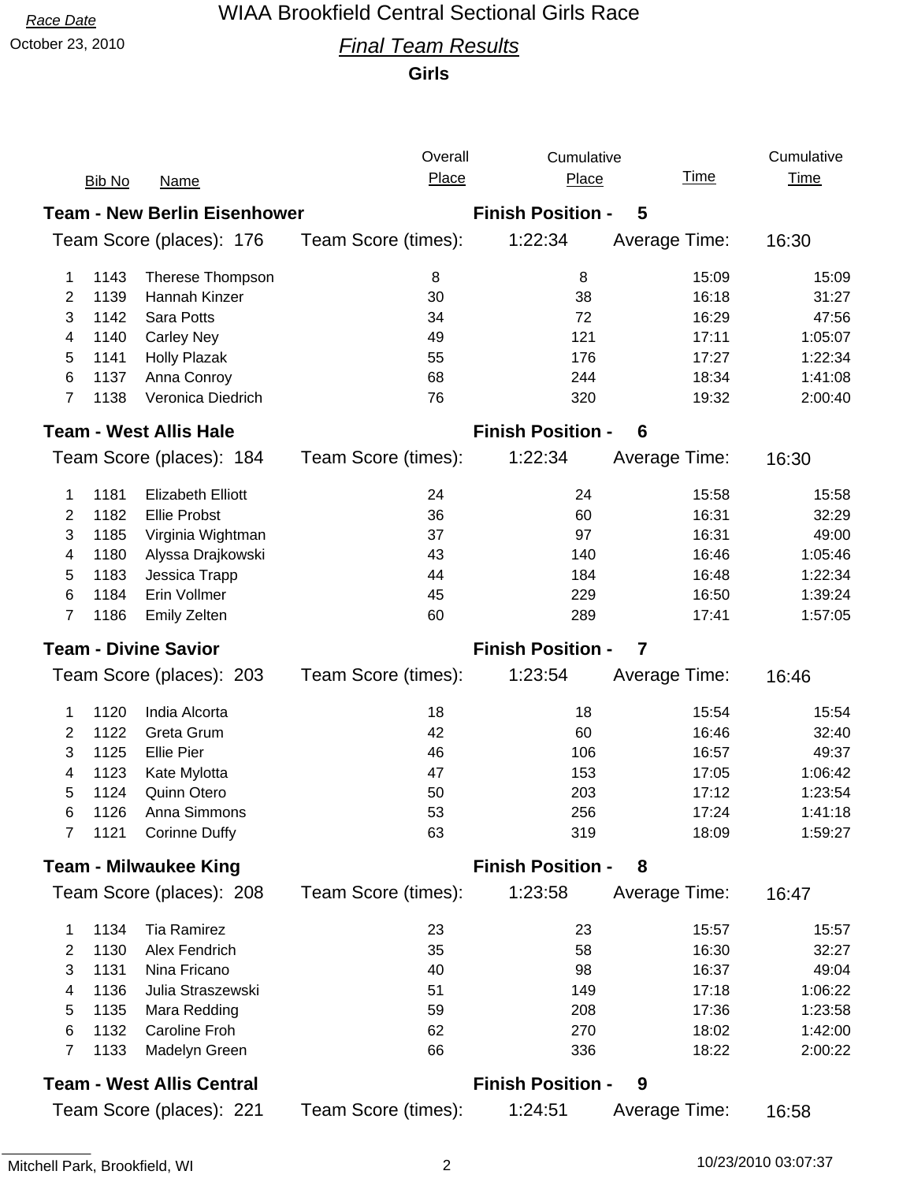Race Date

October 23, 2010

# WIAA Brookfield Central Sectional Girls Race

## *Final Team Results*

**Girls**

### Team - New Berlin Eisenhower — Finish Position - 5

Team Score (places): 176 | Team Score (times): 1:22:34 | Average Time: 16:30

| | Bib No | Name | Overall Place | Cumulative Place | Time | Cumulative Time |
|---|---|---|---|---|---|---|
| 1 | 1143 | Therese Thompson | 8 | 8 | 15:09 | 15:09 |
| 2 | 1139 | Hannah Kinzer | 30 | 38 | 16:18 | 31:27 |
| 3 | 1142 | Sara Potts | 34 | 72 | 16:29 | 47:56 |
| 4 | 1140 | Carley Ney | 49 | 121 | 17:11 | 1:05:07 |
| 5 | 1141 | Holly Plazak | 55 | 176 | 17:27 | 1:22:34 |
| 6 | 1137 | Anna Conroy | 68 | 244 | 18:34 | 1:41:08 |
| 7 | 1138 | Veronica Diedrich | 76 | 320 | 19:32 | 2:00:40 |

### Team - West Allis Hale — Finish Position - 6

Team Score (places): 184 | Team Score (times): 1:22:34 | Average Time: 16:30

| | Bib No | Name | Overall Place | Cumulative Place | Time | Cumulative Time |
|---|---|---|---|---|---|---|
| 1 | 1181 | Elizabeth Elliott | 24 | 24 | 15:58 | 15:58 |
| 2 | 1182 | Ellie Probst | 36 | 60 | 16:31 | 32:29 |
| 3 | 1185 | Virginia Wightman | 37 | 97 | 16:31 | 49:00 |
| 4 | 1180 | Alyssa Drajkowski | 43 | 140 | 16:46 | 1:05:46 |
| 5 | 1183 | Jessica Trapp | 44 | 184 | 16:48 | 1:22:34 |
| 6 | 1184 | Erin Vollmer | 45 | 229 | 16:50 | 1:39:24 |
| 7 | 1186 | Emily Zelten | 60 | 289 | 17:41 | 1:57:05 |

### Team - Divine Savior — Finish Position - 7

Team Score (places): 203 | Team Score (times): 1:23:54 | Average Time: 16:46

| | Bib No | Name | Overall Place | Cumulative Place | Time | Cumulative Time |
|---|---|---|---|---|---|---|
| 1 | 1120 | India Alcorta | 18 | 18 | 15:54 | 15:54 |
| 2 | 1122 | Greta Grum | 42 | 60 | 16:46 | 32:40 |
| 3 | 1125 | Ellie Pier | 46 | 106 | 16:57 | 49:37 |
| 4 | 1123 | Kate Mylotta | 47 | 153 | 17:05 | 1:06:42 |
| 5 | 1124 | Quinn Otero | 50 | 203 | 17:12 | 1:23:54 |
| 6 | 1126 | Anna Simmons | 53 | 256 | 17:24 | 1:41:18 |
| 7 | 1121 | Corinne Duffy | 63 | 319 | 18:09 | 1:59:27 |

### Team - Milwaukee King — Finish Position - 8

Team Score (places): 208 | Team Score (times): 1:23:58 | Average Time: 16:47

| | Bib No | Name | Overall Place | Cumulative Place | Time | Cumulative Time |
|---|---|---|---|---|---|---|
| 1 | 1134 | Tia Ramirez | 23 | 23 | 15:57 | 15:57 |
| 2 | 1130 | Alex Fendrich | 35 | 58 | 16:30 | 32:27 |
| 3 | 1131 | Nina Fricano | 40 | 98 | 16:37 | 49:04 |
| 4 | 1136 | Julia Straszewski | 51 | 149 | 17:18 | 1:06:22 |
| 5 | 1135 | Mara Redding | 59 | 208 | 17:36 | 1:23:58 |
| 6 | 1132 | Caroline Froh | 62 | 270 | 18:02 | 1:42:00 |
| 7 | 1133 | Madelyn Green | 66 | 336 | 18:22 | 2:00:22 |

### Team - West Allis Central — Finish Position - 9

Team Score (places): 221 | Team Score (times): 1:24:51 | Average Time: 16:58

Mitchell Park, Brookfield, WI

10/23/2010 03:07:37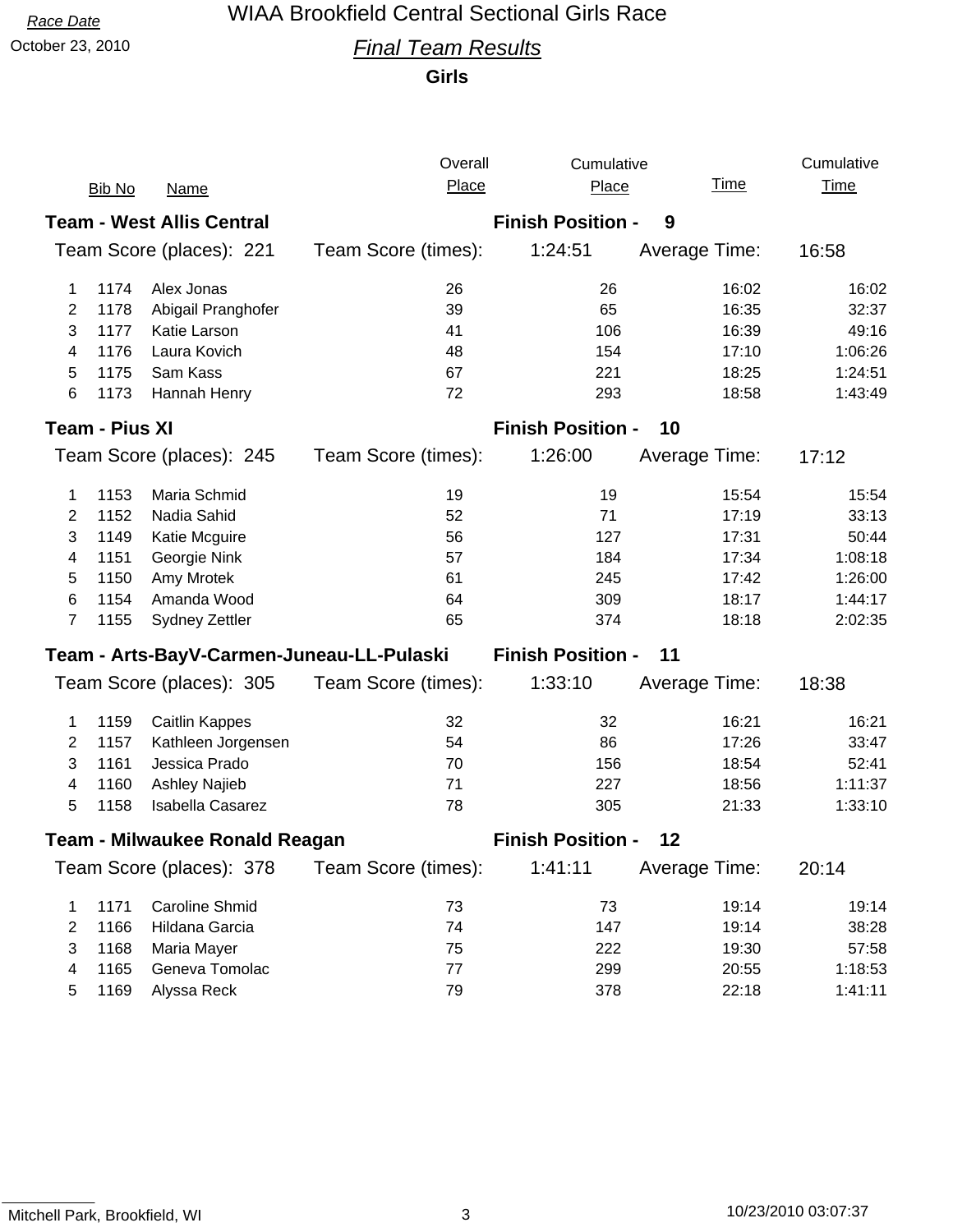Race Date

October 23, 2010

# WIAA Brookfield Central Sectional Girls Race

## *Final Team Results*

**Girls**

### Team - West Allis Central — Finish Position - 9

Team Score (places): 221 — Team Score (times): 1:24:51 — Average Time: 16:58

| | Bib No | Name | Overall Place | Cumulative Place | Time | Cumulative Time |
|---|---|---|---|---|---|---|
| 1 | 1174 | Alex Jonas | 26 | 26 | 16:02 | 16:02 |
| 2 | 1178 | Abigail Pranghofer | 39 | 65 | 16:35 | 32:37 |
| 3 | 1177 | Katie Larson | 41 | 106 | 16:39 | 49:16 |
| 4 | 1176 | Laura Kovich | 48 | 154 | 17:10 | 1:06:26 |
| 5 | 1175 | Sam Kass | 67 | 221 | 18:25 | 1:24:51 |
| 6 | 1173 | Hannah Henry | 72 | 293 | 18:58 | 1:43:49 |

### Team - Pius XI — Finish Position - 10

Team Score (places): 245 — Team Score (times): 1:26:00 — Average Time: 17:12

| | Bib No | Name | Overall Place | Cumulative Place | Time | Cumulative Time |
|---|---|---|---|---|---|---|
| 1 | 1153 | Maria Schmid | 19 | 19 | 15:54 | 15:54 |
| 2 | 1152 | Nadia Sahid | 52 | 71 | 17:19 | 33:13 |
| 3 | 1149 | Katie Mcguire | 56 | 127 | 17:31 | 50:44 |
| 4 | 1151 | Georgie Nink | 57 | 184 | 17:34 | 1:08:18 |
| 5 | 1150 | Amy Mrotek | 61 | 245 | 17:42 | 1:26:00 |
| 6 | 1154 | Amanda Wood | 64 | 309 | 18:17 | 1:44:17 |
| 7 | 1155 | Sydney Zettler | 65 | 374 | 18:18 | 2:02:35 |

### Team - Arts-BayV-Carmen-Juneau-LL-Pulaski — Finish Position - 11

Team Score (places): 305 — Team Score (times): 1:33:10 — Average Time: 18:38

| | Bib No | Name | Overall Place | Cumulative Place | Time | Cumulative Time |
|---|---|---|---|---|---|---|
| 1 | 1159 | Caitlin Kappes | 32 | 32 | 16:21 | 16:21 |
| 2 | 1157 | Kathleen Jorgensen | 54 | 86 | 17:26 | 33:47 |
| 3 | 1161 | Jessica Prado | 70 | 156 | 18:54 | 52:41 |
| 4 | 1160 | Ashley Najieb | 71 | 227 | 18:56 | 1:11:37 |
| 5 | 1158 | Isabella Casarez | 78 | 305 | 21:33 | 1:33:10 |

### Team - Milwaukee Ronald Reagan — Finish Position - 12

Team Score (places): 378 — Team Score (times): 1:41:11 — Average Time: 20:14

| | Bib No | Name | Overall Place | Cumulative Place | Time | Cumulative Time |
|---|---|---|---|---|---|---|
| 1 | 1171 | Caroline Shmid | 73 | 73 | 19:14 | 19:14 |
| 2 | 1166 | Hildana Garcia | 74 | 147 | 19:14 | 38:28 |
| 3 | 1168 | Maria Mayer | 75 | 222 | 19:30 | 57:58 |
| 4 | 1165 | Geneva Tomolac | 77 | 299 | 20:55 | 1:18:53 |
| 5 | 1169 | Alyssa Reck | 79 | 378 | 22:18 | 1:41:11 |